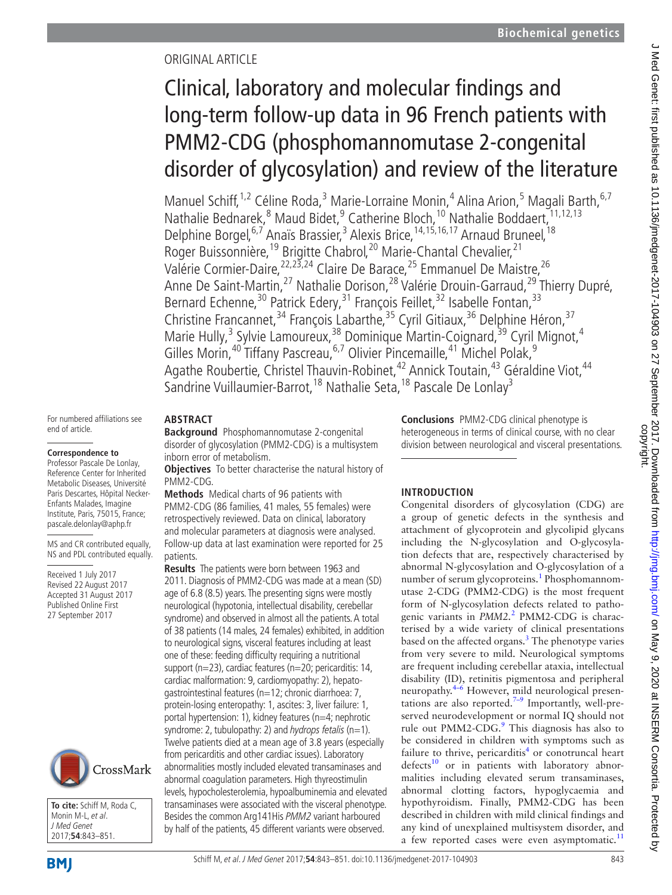ORIGINAL ARTICLE

# Clinical, laboratory and molecular findings and long-term follow-up data in 96 French patients with PMM2-CDG (phosphomannomutase 2-congenital disorder of glycosylation) and review of the literature

Manuel Schiff,[1,2] Céline Roda,[3] Marie-Lorraine Monin,[4] Alina Arion,[5] Magali Barth,[6,7] Nathalie Bednarek,[8] Maud Bidet,[9] Catherine Bloch,[10] Nathalie Boddaert,[11,12,13] Delphine Borgel,[6,7] Anaïs Brassier,[3] Alexis Brice,[14,15,16,17] Arnaud Bruneel,[18] Roger Buissonnière,[19] Brigitte Chabrol,[20] Marie-Chantal Chevalier,[21] Valérie Cormier-Daire,[22,23,24] Claire De Barace,[25] Emmanuel De Maistre,[26] Anne De Saint-Martin,[27] Nathalie Dorison,[28] Valérie Drouin-Garraud,[29] Thierry Dupré, Bernard Echenne,[30] Patrick Edery,[31] François Feillet,[32] Isabelle Fontan,[33] Christine Francannet,[34] François Labarthe,[35] Cyril Gitiaux,[36] Delphine Héron,[37] Marie Hully,[3] Sylvie Lamoureux,[38] Dominique Martin-Coignard,[39] Cyril Mignot,[4] Gilles Morin,[40] Tiffany Pascreau,[6,7] Olivier Pincemaille,[41] Michel Polak,[9] Agathe Roubertie, Christel Thauvin-Robinet,[42] Annick Toutain,[43] Géraldine Viot,[44] Sandrine Vuillaumier-Barrot,[18] Nathalie Seta,[18] Pascale De Lonlay[3]

For numbered affiliations see end of article.

**Correspondence to**
Professor Pascale De Lonlay, Reference Center for Inherited Metabolic Diseases, Université Paris Descartes, Hôpital Necker-Enfants Malades, Imagine Institute, Paris, 75015, France; pascale.delonlay@aphp.fr

MS and CR contributed equally, NS and PDL contributed equally.

Received 1 July 2017
Revised 22 August 2017
Accepted 31 August 2017
Published Online First 27 September 2017

**To cite:** Schiff M, Roda C, Monin M-L, *et al*. *J Med Genet* 2017;**54**:843–851.

## ABSTRACT

**Background** Phosphomannomutase 2-congenital disorder of glycosylation (PMM2-CDG) is a multisystem inborn error of metabolism.

**Objectives** To better characterise the natural history of PMM2-CDG.

**Methods** Medical charts of 96 patients with PMM2-CDG (86 families, 41 males, 55 females) were retrospectively reviewed. Data on clinical, laboratory and molecular parameters at diagnosis were analysed. Follow-up data at last examination were reported for 25 patients.

**Results** The patients were born between 1963 and 2011. Diagnosis of PMM2-CDG was made at a mean (SD) age of 6.8 (8.5) years. The presenting signs were mostly neurological (hypotonia, intellectual disability, cerebellar syndrome) and observed in almost all the patients. A total of 38 patients (14 males, 24 females) exhibited, in addition to neurological signs, visceral features including at least one of these: feeding difficulty requiring a nutritional support (n=23), cardiac features (n=20; pericarditis: 14, cardiac malformation: 9, cardiomyopathy: 2), hepato-gastrointestinal features (n=12; chronic diarrhoea: 7, protein-losing enteropathy: 1, ascites: 3, liver failure: 1, portal hypertension: 1), kidney features (n=4; nephrotic syndrome: 2, tubulopathy: 2) and *hydrops fetalis* (n=1). Twelve patients died at a mean age of 3.8 years (especially from pericarditis and other cardiac issues). Laboratory abnormalities mostly included elevated transaminases and abnormal coagulation parameters. High thyreostimulin levels, hypocholesterolemia, hypoalbuminemia and elevated transaminases were associated with the visceral phenotype. Besides the common Arg141His *PMM2* variant harboured by half of the patients, 45 different variants were observed.

**Conclusions** PMM2-CDG clinical phenotype is heterogeneous in terms of clinical course, with no clear division between neurological and visceral presentations.

## INTRODUCTION

Congenital disorders of glycosylation (CDG) are a group of genetic defects in the synthesis and attachment of glycoprotein and glycolipid glycans including the N-glycosylation and O-glycosylation defects that are, respectively characterised by abnormal N-glycosylation and O-glycosylation of a number of serum glycoproteins.[1] Phosphomannomutase 2-CDG (PMM2-CDG) is the most frequent form of N-glycosylation defects related to pathogenic variants in *PMM2*.[2] PMM2-CDG is characterised by a wide variety of clinical presentations based on the affected organs.[3] The phenotype varies from very severe to mild. Neurological symptoms are frequent including cerebellar ataxia, intellectual disability (ID), retinitis pigmentosa and peripheral neuropathy.[4–6] However, mild neurological presentations are also reported.[7–9] Importantly, well-preserved neurodevelopment or normal IQ should not rule out PMM2-CDG.[9] This diagnosis has also to be considered in children with symptoms such as failure to thrive, pericarditis[4] or conotruncal heart defects[10] or in patients with laboratory abnormalities including elevated serum transaminases, abnormal clotting factors, hypoglycaemia and hypothyroidism. Finally, PMM2-CDG has been described in children with mild clinical findings and any kind of unexplained multisystem disorder, and a few reported cases were even asymptomatic.[11]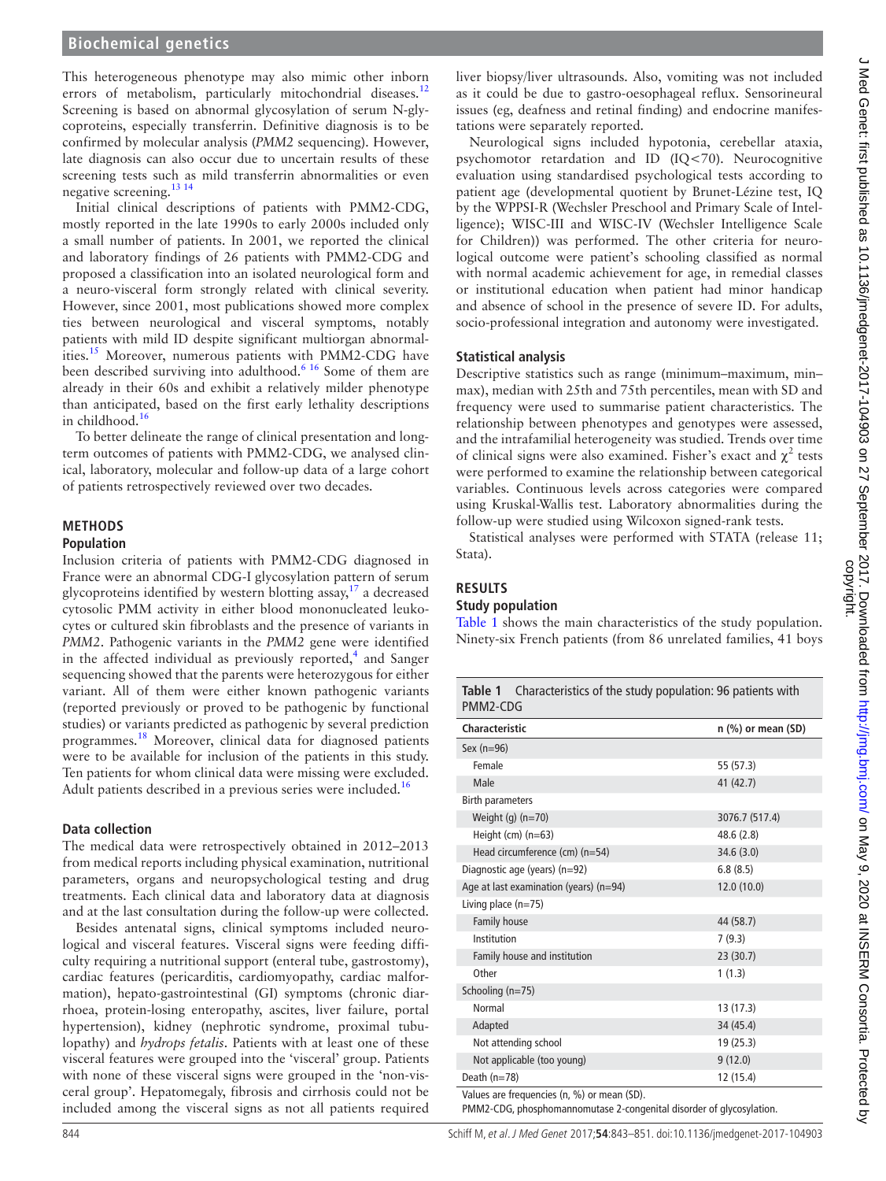This heterogeneous phenotype may also mimic other inborn errors of metabolism, particularly mitochondrial diseases.[12] Screening is based on abnormal glycosylation of serum N-glycoproteins, especially transferrin. Definitive diagnosis is to be confirmed by molecular analysis (*PMM2* sequencing). However, late diagnosis can also occur due to uncertain results of these screening tests such as mild transferrin abnormalities or even negative screening.[13 14]

Initial clinical descriptions of patients with PMM2-CDG, mostly reported in the late 1990s to early 2000s included only a small number of patients. In 2001, we reported the clinical and laboratory findings of 26 patients with PMM2-CDG and proposed a classification into an isolated neurological form and a neuro-visceral form strongly related with clinical severity. However, since 2001, most publications showed more complex ties between neurological and visceral symptoms, notably patients with mild ID despite significant multiorgan abnormalities.[15] Moreover, numerous patients with PMM2-CDG have been described surviving into adulthood.[6 16] Some of them are already in their 60s and exhibit a relatively milder phenotype than anticipated, based on the first early lethality descriptions in childhood.[16]

To better delineate the range of clinical presentation and long-term outcomes of patients with PMM2-CDG, we analysed clinical, laboratory, molecular and follow-up data of a large cohort of patients retrospectively reviewed over two decades.

## METHODS

### Population

Inclusion criteria of patients with PMM2-CDG diagnosed in France were an abnormal CDG-I glycosylation pattern of serum glycoproteins identified by western blotting assay,[17] a decreased cytosolic PMM activity in either blood mononucleated leukocytes or cultured skin fibroblasts and the presence of variants in *PMM2*. Pathogenic variants in the *PMM2* gene were identified in the affected individual as previously reported,[4] and Sanger sequencing showed that the parents were heterozygous for either variant. All of them were either known pathogenic variants (reported previously or proved to be pathogenic by functional studies) or variants predicted as pathogenic by several prediction programmes.[18] Moreover, clinical data for diagnosed patients were to be available for inclusion of the patients in this study. Ten patients for whom clinical data were missing were excluded. Adult patients described in a previous series were included.[16]

### Data collection

The medical data were retrospectively obtained in 2012–2013 from medical reports including physical examination, nutritional parameters, organs and neuropsychological testing and drug treatments. Each clinical data and laboratory data at diagnosis and at the last consultation during the follow-up were collected.

Besides antenatal signs, clinical symptoms included neurological and visceral features. Visceral signs were feeding difficulty requiring a nutritional support (enteral tube, gastrostomy), cardiac features (pericarditis, cardiomyopathy, cardiac malformation), hepato-gastrointestinal (GI) symptoms (chronic diarrhoea, protein-losing enteropathy, ascites, liver failure, portal hypertension), kidney (nephrotic syndrome, proximal tubulopathy) and *hydrops fetalis*. Patients with at least one of these visceral features were grouped into the 'visceral' group. Patients with none of these visceral signs were grouped in the 'non-visceral group'. Hepatomegaly, fibrosis and cirrhosis could not be included among the visceral signs as not all patients required liver biopsy/liver ultrasounds. Also, vomiting was not included as it could be due to gastro-oesophageal reflux. Sensorineural issues (eg, deafness and retinal finding) and endocrine manifestations were separately reported.

Neurological signs included hypotonia, cerebellar ataxia, psychomotor retardation and ID (IQ<70). Neurocognitive evaluation using standardised psychological tests according to patient age (developmental quotient by Brunet-Lézine test, IQ by the WPPSI-R (Wechsler Preschool and Primary Scale of Intelligence); WISC-III and WISC-IV (Wechsler Intelligence Scale for Children)) was performed. The other criteria for neurological outcome were patient's schooling classified as normal with normal academic achievement for age, in remedial classes or institutional education when patient had minor handicap and absence of school in the presence of severe ID. For adults, socio-professional integration and autonomy were investigated.

### Statistical analysis

Descriptive statistics such as range (minimum–maximum, min–max), median with 25th and 75th percentiles, mean with SD and frequency were used to summarise patient characteristics. The relationship between phenotypes and genotypes were assessed, and the intrafamilial heterogeneity was studied. Trends over time of clinical signs were also examined. Fisher's exact and $\chi^2$ tests were performed to examine the relationship between categorical variables. Continuous levels across categories were compared using Kruskal-Wallis test. Laboratory abnormalities during the follow-up were studied using Wilcoxon signed-rank tests.

Statistical analyses were performed with STATA (release 11; Stata).

## RESULTS

### Study population

Table 1 shows the main characteristics of the study population. Ninety-six French patients (from 86 unrelated families, 41 boys

**Table 1** Characteristics of the study population: 96 patients with PMM2-CDG

| Characteristic | n (%) or mean (SD) |
|---|---|
| Sex (n=96) | |
| Female | 55 (57.3) |
| Male | 41 (42.7) |
| Birth parameters | |
| Weight (g) (n=70) | 3076.7 (517.4) |
| Height (cm) (n=63) | 48.6 (2.8) |
| Head circumference (cm) (n=54) | 34.6 (3.0) |
| Diagnostic age (years) (n=92) | 6.8 (8.5) |
| Age at last examination (years) (n=94) | 12.0 (10.0) |
| Living place (n=75) | |
| Family house | 44 (58.7) |
| Institution | 7 (9.3) |
| Family house and institution | 23 (30.7) |
| Other | 1 (1.3) |
| Schooling (n=75) | |
| Normal | 13 (17.3) |
| Adapted | 34 (45.4) |
| Not attending school | 19 (25.3) |
| Not applicable (too young) | 9 (12.0) |
| Death (n=78) | 12 (15.4) |

Values are frequencies (n, %) or mean (SD).

PMM2-CDG, phosphomannomutase 2-congenital disorder of glycosylation.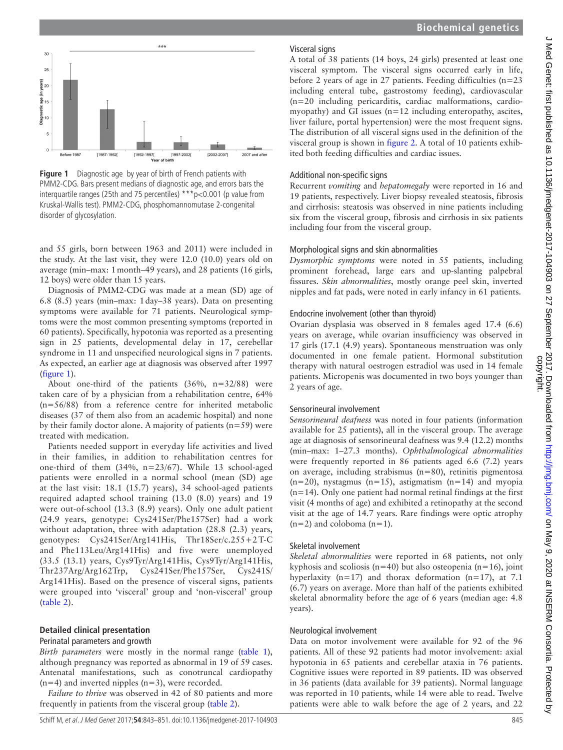**Figure 1** Diagnostic age by year of birth of French patients with PMM2-CDG. Bars present medians of diagnostic age, and errors bars the interquartile ranges (25th and 75 percentiles) ***p<0.001 (p value from Kruskal-Wallis test). PMM2-CDG, phosphomannomutase 2-congenital disorder of glycosylation.

and 55 girls, born between 1963 and 2011) were included in the study. At the last visit, they were 12.0 (10.0) years old on average (min–max: 1 month–49 years), and 28 patients (16 girls, 12 boys) were older than 15 years.

Diagnosis of PMM2-CDG was made at a mean (SD) age of 6.8 (8.5) years (min–max: 1 day–38 years). Data on presenting symptoms were available for 71 patients. Neurological symptoms were the most common presenting symptoms (reported in 60 patients). Specifically, hypotonia was reported as a presenting sign in 25 patients, developmental delay in 17, cerebellar syndrome in 11 and unspecified neurological signs in 7 patients. As expected, an earlier age at diagnosis was observed after 1997 (figure 1).

About one-third of the patients (36%, n=32/88) were taken care of by a physician from a rehabilitation centre, 64% (n=56/88) from a reference centre for inherited metabolic diseases (37 of them also from an academic hospital) and none by their family doctor alone. A majority of patients (n=59) were treated with medication.

Patients needed support in everyday life activities and lived in their families, in addition to rehabilitation centres for one-third of them (34%, n=23/67). While 13 school-aged patients were enrolled in a normal school (mean (SD) age at the last visit: 18.1 (15.7) years), 34 school-aged patients required adapted school training (13.0 (8.0) years) and 19 were out-of-school (13.3 (8.9) years). Only one adult patient (24.9 years, genotype: Cys241Ser/Phe157Ser) had a work without adaptation, three with adaptation (28.8 (2.3) years, genotypes: Cys241Ser/Arg141His, Thr18Ser/c.255+2T-C and Phe113Leu/Arg141His) and five were unemployed (33.5 (13.1) years, Cys9Tyr/Arg141His, Cys9Tyr/Arg141His, Thr237Arg/Arg162Trp, Cys241Ser/Phe157Ser, Cys241S/Arg141His). Based on the presence of visceral signs, patients were grouped into 'visceral' group and 'non-visceral' group (table 2).

## Detailed clinical presentation

### Perinatal parameters and growth

*Birth parameters* were mostly in the normal range (table 1), although pregnancy was reported as abnormal in 19 of 59 cases. Antenatal manifestations, such as conotruncal cardiopathy (n=4) and inverted nipples (n=3), were recorded.

*Failure to thrive* was observed in 42 of 80 patients and more frequently in patients from the visceral group (table 2).

### Visceral signs

A total of 38 patients (14 boys, 24 girls) presented at least one visceral symptom. The visceral signs occurred early in life, before 2 years of age in 27 patients. Feeding difficulties (n=23 including enteral tube, gastrostomy feeding), cardiovascular (n=20 including pericarditis, cardiac malformations, cardiomyopathy) and GI issues (n=12 including enteropathy, ascites, liver failure, portal hypertension) were the most frequent signs. The distribution of all visceral signs used in the definition of the visceral group is shown in figure 2. A total of 10 patients exhibited both feeding difficulties and cardiac issues.

### Additional non-specific signs

Recurrent *vomiting* and *hepatomegaly* were reported in 16 and 19 patients, respectively. Liver biopsy revealed steatosis, fibrosis and cirrhosis: steatosis was observed in nine patients including six from the visceral group, fibrosis and cirrhosis in six patients including four from the visceral group.

### Morphological signs and skin abnormalities

*Dysmorphic symptoms* were noted in 55 patients, including prominent forehead, large ears and up-slanting palpebral fissures. *Skin abnormalities*, mostly orange peel skin, inverted nipples and fat pads, were noted in early infancy in 61 patients.

### Endocrine involvement (other than thyroid)

Ovarian dysplasia was observed in 8 females aged 17.4 (6.6) years on average, while ovarian insufficiency was observed in 17 girls (17.1 (4.9) years). Spontaneous menstruation was only documented in one female patient. Hormonal substitution therapy with natural oestrogen estradiol was used in 14 female patients. Micropenis was documented in two boys younger than 2 years of age.

### Sensorineural involvement

S*ensorineural deafness* was noted in four patients (information available for 25 patients), all in the visceral group. The average age at diagnosis of sensorineural deafness was 9.4 (12.2) months (min–max: 1–27.3 months). *Ophthalmological abnormalities* were frequently reported in 86 patients aged 6.6 (7.2) years on average, including strabismus (n=80), retinitis pigmentosa (n=20), nystagmus (n=15), astigmatism (n=14) and myopia (n=14). Only one patient had normal retinal findings at the first visit (4 months of age) and exhibited a retinopathy at the second visit at the age of 14.7 years. Rare findings were optic atrophy (n=2) and coloboma (n=1).

### Skeletal involvement

*Skeletal abnormalities* were reported in 68 patients, not only kyphosis and scoliosis (n=40) but also osteopenia (n=16), joint hyperlaxity (n=17) and thorax deformation (n=17), at 7.1 (6.7) years on average. More than half of the patients exhibited skeletal abnormality before the age of 6 years (median age: 4.8 years).

### Neurological involvement

Data on motor involvement were available for 92 of the 96 patients. All of these 92 patients had motor involvement: axial hypotonia in 65 patients and cerebellar ataxia in 76 patients. Cognitive issues were reported in 89 patients. ID was observed in 36 patients (data available for 39 patients). Normal language was reported in 10 patients, while 14 were able to read. Twelve patients were able to walk before the age of 2 years, and 22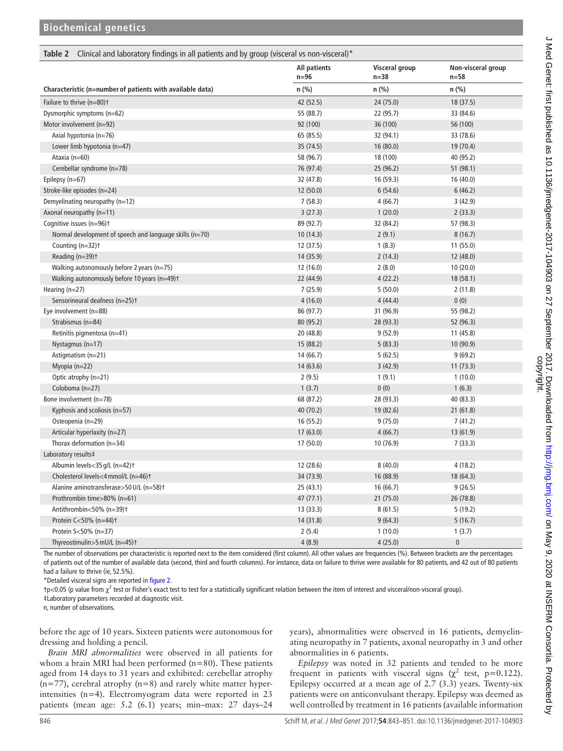**Table 2** Clinical and laboratory findings in all patients and by group (visceral vs non-visceral)*

| Characteristic (n=number of patients with available data) | All patients n=96 n (%) | Visceral group n=38 n (%) | Non-visceral group n=58 n (%) |
|---|---|---|---|
| Failure to thrive (n=80)† | 42 (52.5) | 24 (75.0) | 18 (37.5) |
| Dysmorphic symptoms (n=62) | 55 (88.7) | 22 (95.7) | 33 (84.6) |
| Motor involvement (n=92) | 92 (100) | 36 (100) | 56 (100) |
| Axial hypotonia (n=76) | 65 (85.5) | 32 (94.1) | 33 (78.6) |
| Lower limb hypotonia (n=47) | 35 (74.5) | 16 (80.0) | 19 (70.4) |
| Ataxia (n=60) | 58 (96.7) | 18 (100) | 40 (95.2) |
| Cerebellar syndrome (n=78) | 76 (97.4) | 25 (96.2) | 51 (98.1) |
| Epilepsy (n=67) | 32 (47.8) | 16 (59.3) | 16 (40.0) |
| Stroke-like episodes (n=24) | 12 (50.0) | 6 (54.6) | 6 (46.2) |
| Demyelinating neuropathy (n=12) | 7 (58.3) | 4 (66.7) | 3 (42.9) |
| Axonal neuropathy (n=11) | 3 (27.3) | 1 (20.0) | 2 (33.3) |
| Cognitive issues (n=96)† | 89 (92.7) | 32 (84.2) | 57 (98.3) |
| Normal development of speech and language skills (n=70) | 10 (14.3) | 2 (9.1) | 8 (16.7) |
| Counting (n=32)† | 12 (37.5) | 1 (8.3) | 11 (55.0) |
| Reading (n=39)† | 14 (35.9) | 2 (14.3) | 12 (48.0) |
| Walking autonomously before 2 years (n=75) | 12 (16.0) | 2 (8.0) | 10 (20.0) |
| Walking autonomously before 10 years (n=49)† | 22 (44.9) | 4 (22.2) | 18 (58.1) |
| Hearing (n=27) | 7 (25.9) | 5 (50.0) | 2 (11.8) |
| Sensorineural deafness (n=25)† | 4 (16.0) | 4 (44.4) | 0 (0) |
| Eye involvement (n=88) | 86 (97.7) | 31 (96.9) | 55 (98.2) |
| Strabismus (n=84) | 80 (95.2) | 28 (93.3) | 52 (96.3) |
| Retinitis pigmentosa (n=41) | 20 (48.8) | 9 (52.9) | 11 (45.8) |
| Nystagmus (n=17) | 15 (88.2) | 5 (83.3) | 10 (90.9) |
| Astigmatism (n=21) | 14 (66.7) | 5 (62.5) | 9 (69.2) |
| Myopia (n=22) | 14 (63.6) | 3 (42.9) | 11 (73.3) |
| Optic atrophy (n=21) | 2 (9.5) | 1 (9.1) | 1 (10.0) |
| Coloboma (n=27) | 1 (3.7) | 0 (0) | 1 (6.3) |
| Bone involvement (n=78) | 68 (87.2) | 28 (93.3) | 40 (83.3) |
| Kyphosis and scoliosis (n=57) | 40 (70.2) | 19 (82.6) | 21 (61.8) |
| Osteopenia (n=29) | 16 (55.2) | 9 (75.0) | 7 (41.2) |
| Articular hyperlaxity (n=27) | 17 (63.0) | 4 (66.7) | 13 (61.9) |
| Thorax deformation (n=34) | 17 (50.0) | 10 (76.9) | 7 (33.3) |
| Laboratory results‡ | | | |
| Albumin levels<35 g/L (n=42)† | 12 (28.6) | 8 (40.0) | 4 (18.2) |
| Cholesterol levels<4 mmol/L (n=46)† | 34 (73.9) | 16 (88.9) | 18 (64.3) |
| Alanine aminotransferase>50 U/L (n=58)† | 25 (43.1) | 16 (66.7) | 9 (26.5) |
| Prothrombin time>80% (n=61) | 47 (77.1) | 21 (75.0) | 26 (78.8) |
| Antithrombin<50% (n=39)† | 13 (33.3) | 8 (61.5) | 5 (19.2) |
| Protein C<50% (n=44)† | 14 (31.8) | 9 (64.3) | 5 (16.7) |
| Protein S<50% (n=37) | 2 (5.4) | 1 (10.0) | 1 (3.7) |
| Thyreostimulin>5 mU/L (n=45)† | 4 (8.9) | 4 (25.0) | 0 |

The number of observations per characteristic is reported next to the item considered (first column). All other values are frequencies (%). Between brackets are the percentages of patients out of the number of available data (second, third and fourth columns). For instance, data on failure to thrive were available for 80 patients, and 42 out of 80 patients had a failure to thrive (ie, 52.5%).

*Detailed visceral signs are reported in figure 2.

†p<0.05 (p value from $\chi^2$ test or Fisher's exact test to test for a statistically significant relation between the item of interest and visceral/non-visceral group).

‡Laboratory parameters recorded at diagnostic visit.

n, number of observations.

before the age of 10 years. Sixteen patients were autonomous for dressing and holding a pencil.

*Brain MRI abnormalities* were observed in all patients for whom a brain MRI had been performed (n=80). These patients aged from 14 days to 31 years and exhibited: cerebellar atrophy (n=77), cerebral atrophy (n=8) and rarely white matter hyperintensities (n=4). Electromyogram data were reported in 23 patients (mean age: 5.2 (6.1) years; min–max: 27 days–24 years), abnormalities were observed in 16 patients, demyelinating neuropathy in 7 patients, axonal neuropathy in 3 and other abnormalities in 6 patients.

*Epilepsy* was noted in 32 patients and tended to be more frequent in patients with visceral signs ($\chi^2$ test, p=0.122). Epilepsy occurred at a mean age of 2.7 (3.3) years. Twenty-six patients were on anticonvulsant therapy. Epilepsy was deemed as well controlled by treatment in 16 patients (available information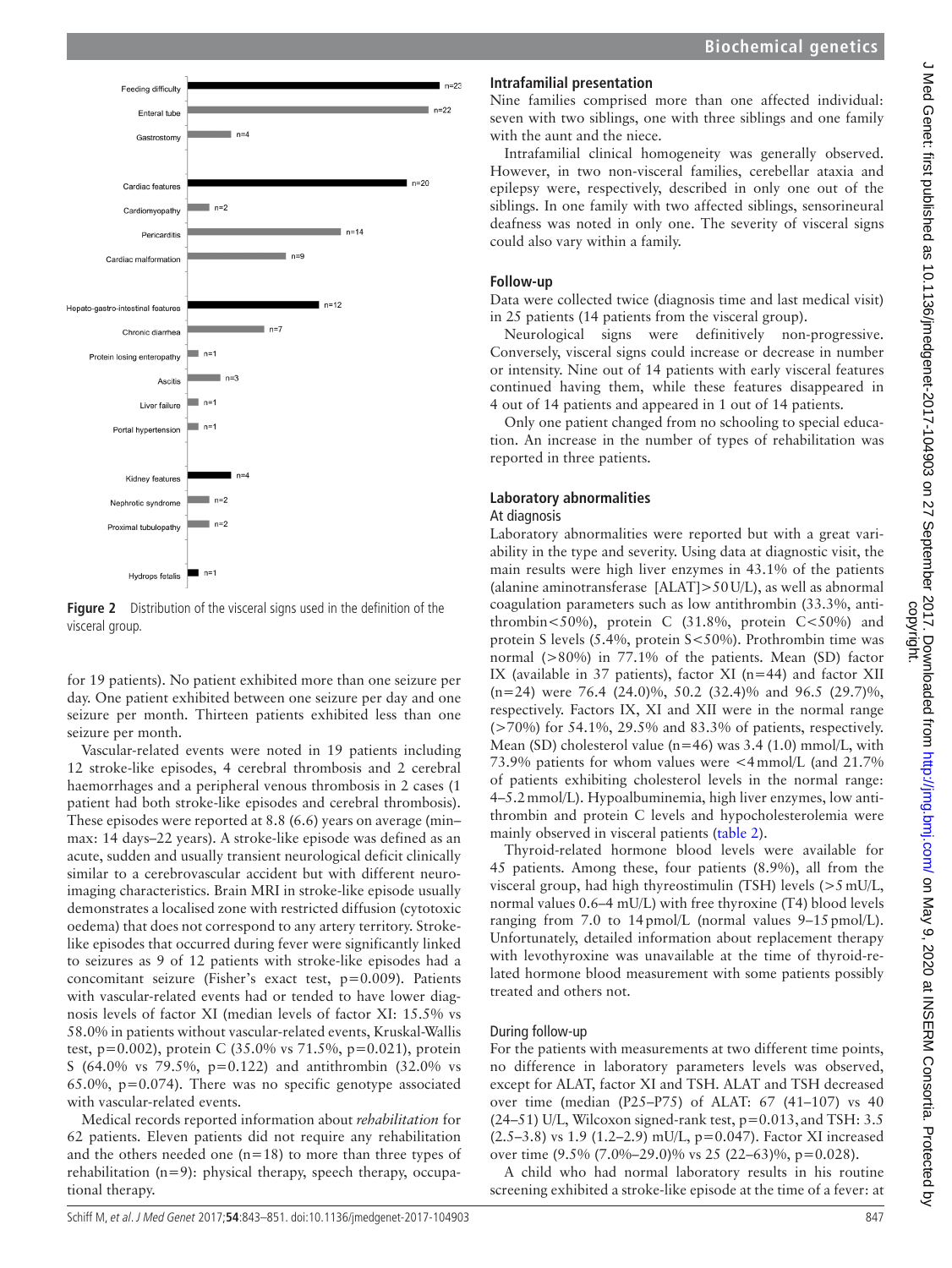Figure 2 Distribution of the visceral signs used in the definition of the visceral group.

for 19 patients). No patient exhibited more than one seizure per day. One patient exhibited between one seizure per day and one seizure per month. Thirteen patients exhibited less than one seizure per month.

Vascular-related events were noted in 19 patients including 12 stroke-like episodes, 4 cerebral thrombosis and 2 cerebral haemorrhages and a peripheral venous thrombosis in 2 cases (1 patient had both stroke-like episodes and cerebral thrombosis). These episodes were reported at 8.8 (6.6) years on average (min–max: 14 days–22 years). A stroke-like episode was defined as an acute, sudden and usually transient neurological deficit clinically similar to a cerebrovascular accident but with different neuroimaging characteristics. Brain MRI in stroke-like episode usually demonstrates a localised zone with restricted diffusion (cytotoxic oedema) that does not correspond to any artery territory. Stroke-like episodes that occurred during fever were significantly linked to seizures as 9 of 12 patients with stroke-like episodes had a concomitant seizure (Fisher's exact test, p=0.009). Patients with vascular-related events had or tended to have lower diagnosis levels of factor XI (median levels of factor XI: 15.5% vs 58.0% in patients without vascular-related events, Kruskal-Wallis test, p=0.002), protein C (35.0% vs 71.5%, p=0.021), protein S (64.0% vs 79.5%, p=0.122) and antithrombin (32.0% vs 65.0%, p=0.074). There was no specific genotype associated with vascular-related events.

Medical records reported information about *rehabilitation* for 62 patients. Eleven patients did not require any rehabilitation and the others needed one (n=18) to more than three types of rehabilitation (n=9): physical therapy, speech therapy, occupational therapy.

## Intrafamilial presentation

Nine families comprised more than one affected individual: seven with two siblings, one with three siblings and one family with the aunt and the niece.

Intrafamilial clinical homogeneity was generally observed. However, in two non-visceral families, cerebellar ataxia and epilepsy were, respectively, described in only one out of the siblings. In one family with two affected siblings, sensorineural deafness was noted in only one. The severity of visceral signs could also vary within a family.

## Follow-up

Data were collected twice (diagnosis time and last medical visit) in 25 patients (14 patients from the visceral group).

Neurological signs were definitively non-progressive. Conversely, visceral signs could increase or decrease in number or intensity. Nine out of 14 patients with early visceral features continued having them, while these features disappeared in 4 out of 14 patients and appeared in 1 out of 14 patients.

Only one patient changed from no schooling to special education. An increase in the number of types of rehabilitation was reported in three patients.

## Laboratory abnormalities

### At diagnosis

Laboratory abnormalities were reported but with a great variability in the type and severity. Using data at diagnostic visit, the main results were high liver enzymes in 43.1% of the patients (alanine aminotransferase [ALAT]>50U/L), as well as abnormal coagulation parameters such as low antithrombin (33.3%, antithrombin<50%), protein C (31.8%, protein C<50%) and protein S levels (5.4%, protein S<50%). Prothrombin time was normal (>80%) in 77.1% of the patients. Mean (SD) factor IX (available in 37 patients), factor XI (n=44) and factor XII (n=24) were 76.4 (24.0)%, 50.2 (32.4)% and 96.5 (29.7)%, respectively. Factors IX, XI and XII were in the normal range (>70%) for 54.1%, 29.5% and 83.3% of patients, respectively. Mean (SD) cholesterol value (n=46) was 3.4 (1.0) mmol/L, with 73.9% patients for whom values were <4mmol/L (and 21.7% of patients exhibiting cholesterol levels in the normal range: 4–5.2mmol/L). Hypoalbuminemia, high liver enzymes, low antithrombin and protein C levels and hypocholesterolemia were mainly observed in visceral patients (table 2).

Thyroid-related hormone blood levels were available for 45 patients. Among these, four patients (8.9%), all from the visceral group, had high thyreostimulin (TSH) levels (>5mU/L, normal values 0.6–4 mU/L) with free thyroxine (T4) blood levels ranging from 7.0 to 14pmol/L (normal values 9–15pmol/L). Unfortunately, detailed information about replacement therapy with levothyroxine was unavailable at the time of thyroid-related hormone blood measurement with some patients possibly treated and others not.

### During follow-up

For the patients with measurements at two different time points, no difference in laboratory parameters levels was observed, except for ALAT, factor XI and TSH. ALAT and TSH decreased over time (median (P25–P75) of ALAT: 67 (41–107) vs 40 (24–51) U/L, Wilcoxon signed-rank test, p=0.013, and TSH: 3.5 (2.5–3.8) vs 1.9 (1.2–2.9) mU/L, p=0.047). Factor XI increased over time (9.5% (7.0%–29.0)% vs 25 (22–63)%, p=0.028).

A child who had normal laboratory results in his routine screening exhibited a stroke-like episode at the time of a fever: at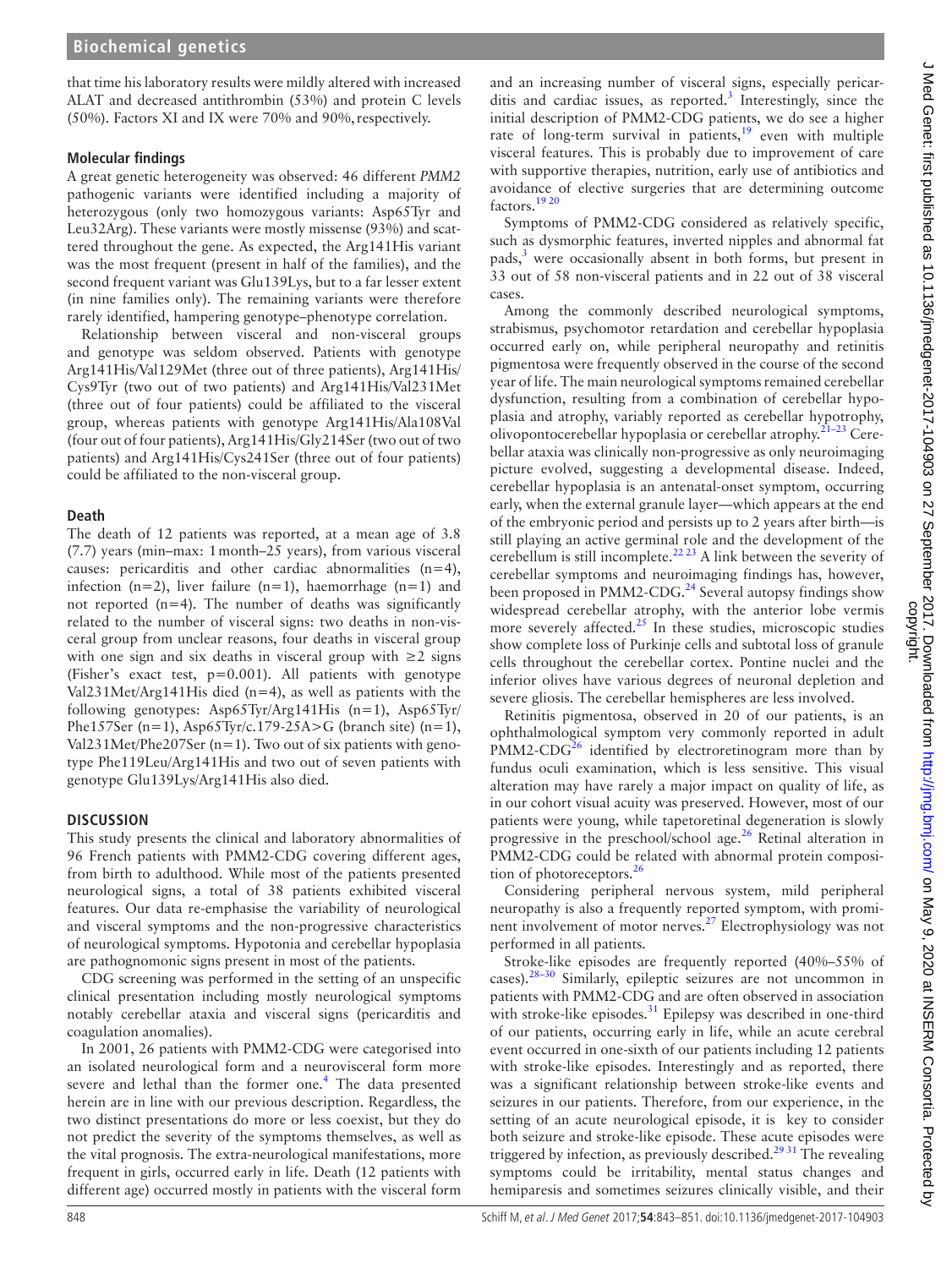that time his laboratory results were mildly altered with increased ALAT and decreased antithrombin (53%) and protein C levels (50%). Factors XI and IX were 70% and 90%, respectively.

### Molecular findings

A great genetic heterogeneity was observed: 46 different *PMM2* pathogenic variants were identified including a majority of heterozygous (only two homozygous variants: Asp65Tyr and Leu32Arg). These variants were mostly missense (93%) and scattered throughout the gene. As expected, the Arg141His variant was the most frequent (present in half of the families), and the second frequent variant was Glu139Lys, but to a far lesser extent (in nine families only). The remaining variants were therefore rarely identified, hampering genotype–phenotype correlation.

Relationship between visceral and non-visceral groups and genotype was seldom observed. Patients with genotype Arg141His/Val129Met (three out of three patients), Arg141His/Cys9Tyr (two out of two patients) and Arg141His/Val231Met (three out of four patients) could be affiliated to the visceral group, whereas patients with genotype Arg141His/Ala108Val (four out of four patients), Arg141His/Gly214Ser (two out of two patients) and Arg141His/Cys241Ser (three out of four patients) could be affiliated to the non-visceral group.

### Death

The death of 12 patients was reported, at a mean age of 3.8 (7.7) years (min–max: 1 month–25 years), from various visceral causes: pericarditis and other cardiac abnormalities (n=4), infection (n=2), liver failure (n=1), haemorrhage (n=1) and not reported (n=4). The number of deaths was significantly related to the number of visceral signs: two deaths in non-visceral group from unclear reasons, four deaths in visceral group with one sign and six deaths in visceral group with ≥2 signs (Fisher's exact test, p=0.001). All patients with genotype Val231Met/Arg141His died (n=4), as well as patients with the following genotypes: Asp65Tyr/Arg141His (n=1), Asp65Tyr/Phe157Ser (n=1), Asp65Tyr/c.179-25A>G (branch site) (n=1), Val231Met/Phe207Ser (n=1). Two out of six patients with genotype Phe119Leu/Arg141His and two out of seven patients with genotype Glu139Lys/Arg141His also died.

## DISCUSSION

This study presents the clinical and laboratory abnormalities of 96 French patients with PMM2-CDG covering different ages, from birth to adulthood. While most of the patients presented neurological signs, a total of 38 patients exhibited visceral features. Our data re-emphasise the variability of neurological and visceral symptoms and the non-progressive characteristics of neurological symptoms. Hypotonia and cerebellar hypoplasia are pathognomonic signs present in most of the patients.

CDG screening was performed in the setting of an unspecific clinical presentation including mostly neurological symptoms notably cerebellar ataxia and visceral signs (pericarditis and coagulation anomalies).

In 2001, 26 patients with PMM2-CDG were categorised into an isolated neurological form and a neurovisceral form more severe and lethal than the former one.[4] The data presented herein are in line with our previous description. Regardless, the two distinct presentations do more or less coexist, but they do not predict the severity of the symptoms themselves, as well as the vital prognosis. The extra-neurological manifestations, more frequent in girls, occurred early in life. Death (12 patients with different age) occurred mostly in patients with the visceral form and an increasing number of visceral signs, especially pericarditis and cardiac issues, as reported.[3] Interestingly, since the initial description of PMM2-CDG patients, we do see a higher rate of long-term survival in patients,[19] even with multiple visceral features. This is probably due to improvement of care with supportive therapies, nutrition, early use of antibiotics and avoidance of elective surgeries that are determining outcome factors.[19 20]

Symptoms of PMM2-CDG considered as relatively specific, such as dysmorphic features, inverted nipples and abnormal fat pads,[3] were occasionally absent in both forms, but present in 33 out of 58 non-visceral patients and in 22 out of 38 visceral cases.

Among the commonly described neurological symptoms, strabismus, psychomotor retardation and cerebellar hypoplasia occurred early on, while peripheral neuropathy and retinitis pigmentosa were frequently observed in the course of the second year of life. The main neurological symptoms remained cerebellar dysfunction, resulting from a combination of cerebellar hypoplasia and atrophy, variably reported as cerebellar hypotrophy, olivopontocerebellar hypoplasia or cerebellar atrophy.[21–23] Cerebellar ataxia was clinically non-progressive as only neuroimaging picture evolved, suggesting a developmental disease. Indeed, cerebellar hypoplasia is an antenatal-onset symptom, occurring early, when the external granule layer—which appears at the end of the embryonic period and persists up to 2 years after birth—is still playing an active germinal role and the development of the cerebellum is still incomplete.[22 23] A link between the severity of cerebellar symptoms and neuroimaging findings has, however, been proposed in PMM2-CDG.[24] Several autopsy findings show widespread cerebellar atrophy, with the anterior lobe vermis more severely affected.[25] In these studies, microscopic studies show complete loss of Purkinje cells and subtotal loss of granule cells throughout the cerebellar cortex. Pontine nuclei and the inferior olives have various degrees of neuronal depletion and severe gliosis. The cerebellar hemispheres are less involved.

Retinitis pigmentosa, observed in 20 of our patients, is an ophthalmological symptom very commonly reported in adult PMM2-CDG[26] identified by electroretinogram more than by fundus oculi examination, which is less sensitive. This visual alteration may have rarely a major impact on quality of life, as in our cohort visual acuity was preserved. However, most of our patients were young, while tapetoretinal degeneration is slowly progressive in the preschool/school age.[26] Retinal alteration in PMM2-CDG could be related with abnormal protein composition of photoreceptors.[26]

Considering peripheral nervous system, mild peripheral neuropathy is also a frequently reported symptom, with prominent involvement of motor nerves.[27] Electrophysiology was not performed in all patients.

Stroke-like episodes are frequently reported (40%–55% of cases).[28–30] Similarly, epileptic seizures are not uncommon in patients with PMM2-CDG and are often observed in association with stroke-like episodes.[31] Epilepsy was described in one-third of our patients, occurring early in life, while an acute cerebral event occurred in one-sixth of our patients including 12 patients with stroke-like episodes. Interestingly and as reported, there was a significant relationship between stroke-like events and seizures in our patients. Therefore, from our experience, in the setting of an acute neurological episode, it is key to consider both seizure and stroke-like episode. These acute episodes were triggered by infection, as previously described.[29 31] The revealing symptoms could be irritability, mental status changes and hemiparesis and sometimes seizures clinically visible, and their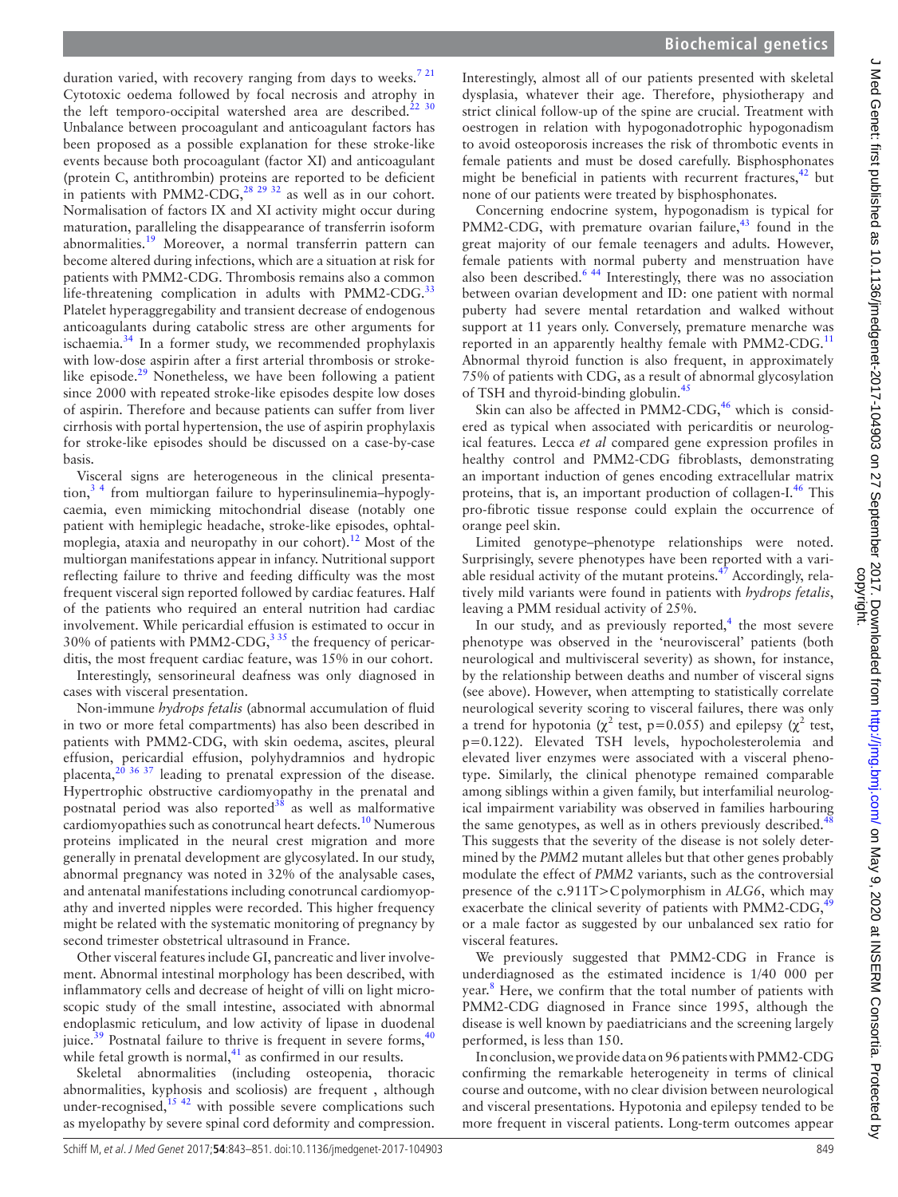duration varied, with recovery ranging from days to weeks.[7 21] Cytotoxic oedema followed by focal necrosis and atrophy in the left temporo-occipital watershed area are described.[22 30] Unbalance between procoagulant and anticoagulant factors has been proposed as a possible explanation for these stroke-like events because both procoagulant (factor XI) and anticoagulant (protein C, antithrombin) proteins are reported to be deficient in patients with PMM2-CDG,[28 29 32] as well as in our cohort. Normalisation of factors IX and XI activity might occur during maturation, paralleling the disappearance of transferrin isoform abnormalities.[19] Moreover, a normal transferrin pattern can become altered during infections, which are a situation at risk for patients with PMM2-CDG. Thrombosis remains also a common life-threatening complication in adults with PMM2-CDG.[33] Platelet hyperaggregability and transient decrease of endogenous anticoagulants during catabolic stress are other arguments for ischaemia.[34] In a former study, we recommended prophylaxis with low-dose aspirin after a first arterial thrombosis or stroke-like episode.[29] Nonetheless, we have been following a patient since 2000 with repeated stroke-like episodes despite low doses of aspirin. Therefore and because patients can suffer from liver cirrhosis with portal hypertension, the use of aspirin prophylaxis for stroke-like episodes should be discussed on a case-by-case basis.

Visceral signs are heterogeneous in the clinical presentation,[3 4] from multiorgan failure to hyperinsulinemia–hypoglycaemia, even mimicking mitochondrial disease (notably one patient with hemiplegic headache, stroke-like episodes, ophtalmoplegia, ataxia and neuropathy in our cohort).[12] Most of the multiorgan manifestations appear in infancy. Nutritional support reflecting failure to thrive and feeding difficulty was the most frequent visceral sign reported followed by cardiac features. Half of the patients who required an enteral nutrition had cardiac involvement. While pericardial effusion is estimated to occur in 30% of patients with PMM2-CDG,[3 35] the frequency of pericarditis, the most frequent cardiac feature, was 15% in our cohort.

Interestingly, sensorineural deafness was only diagnosed in cases with visceral presentation.

Non-immune *hydrops fetalis* (abnormal accumulation of fluid in two or more fetal compartments) has also been described in patients with PMM2-CDG, with skin oedema, ascites, pleural effusion, pericardial effusion, polyhydramnios and hydropic placenta,[20 36 37] leading to prenatal expression of the disease. Hypertrophic obstructive cardiomyopathy in the prenatal and postnatal period was also reported[38] as well as malformative cardiomyopathies such as conotruncal heart defects.[10] Numerous proteins implicated in the neural crest migration and more generally in prenatal development are glycosylated. In our study, abnormal pregnancy was noted in 32% of the analysable cases, and antenatal manifestations including conotruncal cardiomyopathy and inverted nipples were recorded. This higher frequency might be related with the systematic monitoring of pregnancy by second trimester obstetrical ultrasound in France.

Other visceral features include GI, pancreatic and liver involvement. Abnormal intestinal morphology has been described, with inflammatory cells and decrease of height of villi on light microscopic study of the small intestine, associated with abnormal endoplasmic reticulum, and low activity of lipase in duodenal juice.[39] Postnatal failure to thrive is frequent in severe forms,[40] while fetal growth is normal,[41] as confirmed in our results.

Skeletal abnormalities (including osteopenia, thoracic abnormalities, kyphosis and scoliosis) are frequent , although under-recognised,[15 42] with possible severe complications such as myelopathy by severe spinal cord deformity and compression. Interestingly, almost all of our patients presented with skeletal dysplasia, whatever their age. Therefore, physiotherapy and strict clinical follow-up of the spine are crucial. Treatment with oestrogen in relation with hypogonadotrophic hypogonadism to avoid osteoporosis increases the risk of thrombotic events in female patients and must be dosed carefully. Bisphosphonates might be beneficial in patients with recurrent fractures,[42] but none of our patients were treated by bisphosphonates.

Concerning endocrine system, hypogonadism is typical for PMM2-CDG, with premature ovarian failure,[43] found in the great majority of our female teenagers and adults. However, female patients with normal puberty and menstruation have also been described.[6 44] Interestingly, there was no association between ovarian development and ID: one patient with normal puberty had severe mental retardation and walked without support at 11 years only. Conversely, premature menarche was reported in an apparently healthy female with PMM2-CDG.[11] Abnormal thyroid function is also frequent, in approximately 75% of patients with CDG, as a result of abnormal glycosylation of TSH and thyroid-binding globulin.[45]

Skin can also be affected in PMM2-CDG,[46] which is considered as typical when associated with pericarditis or neurological features. Lecca *et al* compared gene expression profiles in healthy control and PMM2-CDG fibroblasts, demonstrating an important induction of genes encoding extracellular matrix proteins, that is, an important production of collagen-I.[46] This pro-fibrotic tissue response could explain the occurrence of orange peel skin.

Limited genotype–phenotype relationships were noted. Surprisingly, severe phenotypes have been reported with a variable residual activity of the mutant proteins.[47] Accordingly, relatively mild variants were found in patients with *hydrops fetalis*, leaving a PMM residual activity of 25%.

In our study, and as previously reported,[4] the most severe phenotype was observed in the 'neurovisceral' patients (both neurological and multivisceral severity) as shown, for instance, by the relationship between deaths and number of visceral signs (see above). However, when attempting to statistically correlate neurological severity scoring to visceral failures, there was only a trend for hypotonia ($\chi^2$ test, $p=0.055$) and epilepsy ($\chi^2$ test, $p=0.122$). Elevated TSH levels, hypocholesterolemia and elevated liver enzymes were associated with a visceral phenotype. Similarly, the clinical phenotype remained comparable among siblings within a given family, but interfamilial neurological impairment variability was observed in families harbouring the same genotypes, as well as in others previously described.[48] This suggests that the severity of the disease is not solely determined by the *PMM2* mutant alleles but that other genes probably modulate the effect of *PMM2* variants, such as the controversial presence of the c.911T>C polymorphism in *ALG6*, which may exacerbate the clinical severity of patients with PMM2-CDG,[49] or a male factor as suggested by our unbalanced sex ratio for visceral features.

We previously suggested that PMM2-CDG in France is underdiagnosed as the estimated incidence is 1/40 000 per year.[8] Here, we confirm that the total number of patients with PMM2-CDG diagnosed in France since 1995, although the disease is well known by paediatricians and the screening largely performed, is less than 150.

In conclusion, we provide data on 96 patients with PMM2-CDG confirming the remarkable heterogeneity in terms of clinical course and outcome, with no clear division between neurological and visceral presentations. Hypotonia and epilepsy tended to be more frequent in visceral patients. Long-term outcomes appear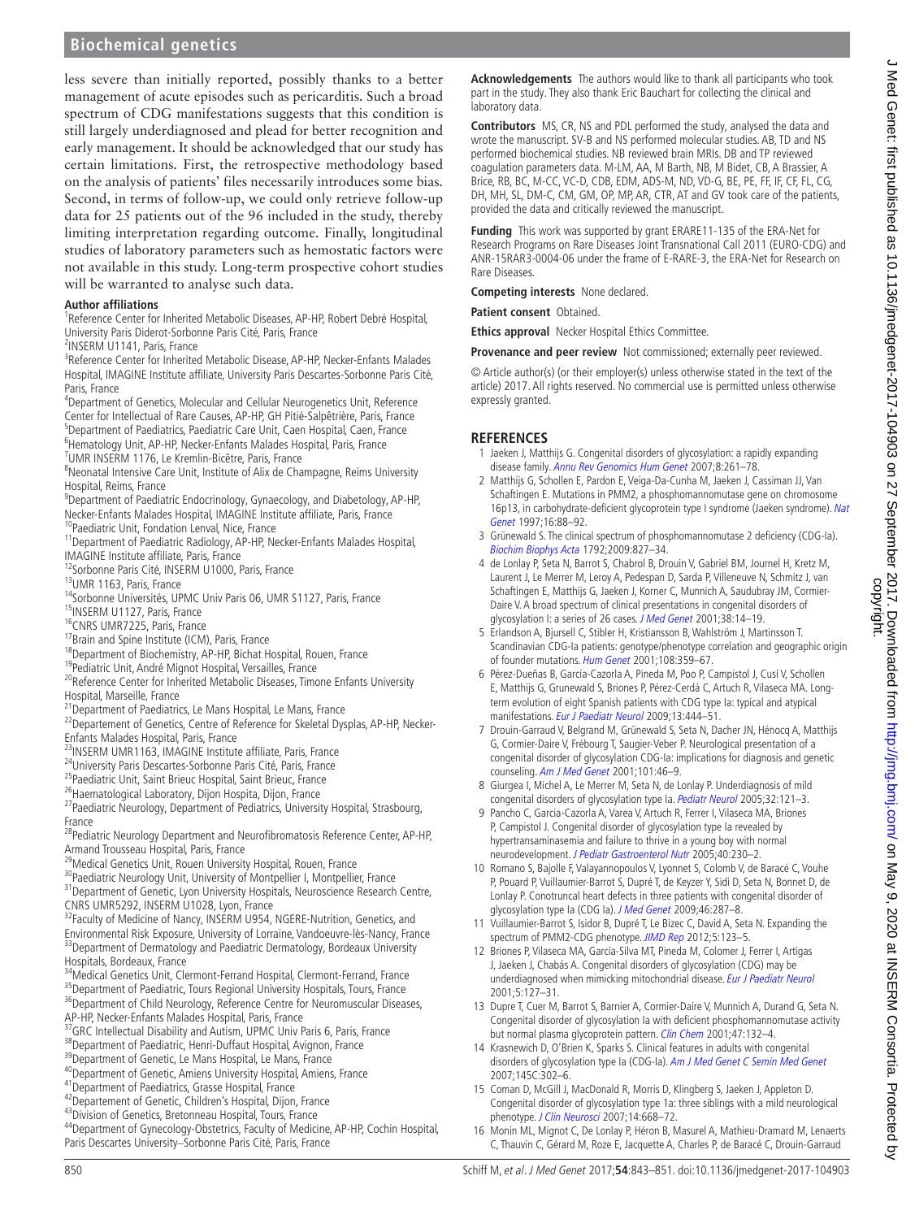less severe than initially reported, possibly thanks to a better management of acute episodes such as pericarditis. Such a broad spectrum of CDG manifestations suggests that this condition is still largely underdiagnosed and plead for better recognition and early management. It should be acknowledged that our study has certain limitations. First, the retrospective methodology based on the analysis of patients' files necessarily introduces some bias. Second, in terms of follow-up, we could only retrieve follow-up data for 25 patients out of the 96 included in the study, thereby limiting interpretation regarding outcome. Finally, longitudinal studies of laboratory parameters such as hemostatic factors were not available in this study. Long-term prospective cohort studies will be warranted to analyse such data.

**Author affiliations**

[1]Reference Center for Inherited Metabolic Diseases, AP-HP, Robert Debré Hospital, University Paris Diderot-Sorbonne Paris Cité, Paris, France
[2]INSERM U1141, Paris, France
[3]Reference Center for Inherited Metabolic Disease, AP-HP, Necker-Enfants Malades Hospital, IMAGINE Institute affiliate, University Paris Descartes-Sorbonne Paris Cité, Paris, France
[4]Department of Genetics, Molecular and Cellular Neurogenetics Unit, Reference Center for Intellectual of Rare Causes, AP-HP, GH Pitié-Salpêtrière, Paris, France
[5]Department of Paediatrics, Paediatric Care Unit, Caen Hospital, Caen, France
[6]Hematology Unit, AP-HP, Necker-Enfants Malades Hospital, Paris, France
[7]UMR INSERM 1176, Le Kremlin-Bicêtre, Paris, France
[8]Neonatal Intensive Care Unit, Institute of Alix de Champagne, Reims University Hospital, Reims, France
[9]Department of Paediatric Endocrinology, Gynaecology, and Diabetology, AP-HP, Necker-Enfants Malades Hospital, IMAGINE Institute affiliate, Paris, France
[10]Paediatric Unit, Fondation Lenval, Nice, France
[11]Department of Paediatric Radiology, AP-HP, Necker-Enfants Malades Hospital, IMAGINE Institute affiliate, Paris, France
[12]Sorbonne Paris Cité, INSERM U1000, Paris, France
[13]UMR 1163, Paris, France
[14]Sorbonne Universités, UPMC Univ Paris 06, UMR S1127, Paris, France
[15]INSERM U1127, Paris, France
[16]CNRS UMR7225, Paris, France
[17]Brain and Spine Institute (ICM), Paris, France
[18]Department of Biochemistry, AP-HP, Bichat Hospital, Rouen, France
[19]Pediatric Unit, André Mignot Hospital, Versailles, France
[20]Reference Center for Inherited Metabolic Diseases, Timone Enfants University Hospital, Marseille, France
[21]Department of Paediatrics, Le Mans Hospital, Le Mans, France
[22]Departement of Genetics, Centre of Reference for Skeletal Dysplas, AP-HP, Necker-Enfants Malades Hospital, Paris, France
[23]INSERM UMR1163, IMAGINE Institute affiliate, Paris, France
[24]University Paris Descartes-Sorbonne Paris Cité, Paris, France
[25]Paediatric Unit, Saint Brieuc Hospital, Saint Brieuc, France
[26]Haematological Laboratory, Dijon Hospita, Dijon, France
[27]Paediatric Neurology, Department of Pediatrics, University Hospital, Strasbourg, France
[28]Pediatric Neurology Department and Neurofibromatosis Reference Center, AP-HP, Armand Trousseau Hospital, Paris, France
[29]Medical Genetics Unit, Rouen University Hospital, Rouen, France
[30]Paediatric Neurology Unit, University of Montpellier I, Montpellier, France
[31]Department of Genetic, Lyon University Hospitals, Neuroscience Research Centre, CNRS UMR5292, INSERM U1028, Lyon, France
[32]Faculty of Medicine of Nancy, INSERM U954, NGERE-Nutrition, Genetics, and Environmental Risk Exposure, University of Lorraine, Vandoeuvre-lès-Nancy, France
[33]Department of Dermatology and Paediatric Dermatology, Bordeaux University Hospitals, Bordeaux, France
[34]Medical Genetics Unit, Clermont-Ferrand Hospital, Clermont-Ferrand, France
[35]Department of Paediatric, Tours Regional University Hospitals, Tours, France
[36]Department of Child Neurology, Reference Centre for Neuromuscular Diseases, AP-HP, Necker-Enfants Malades Hospital, Paris, France
[37]GRC Intellectual Disability and Autism, UPMC Univ Paris 6, Paris, France
[38]Department of Paediatric, Henri-Duffaut Hospital, Avignon, France
[39]Department of Genetic, Le Mans Hospital, Le Mans, France
[40]Department of Genetic, Amiens University Hospital, Amiens, France
[41]Department of Paediatrics, Grasse Hospital, France
[42]Departement of Genetic, Children's Hospital, Dijon, France
[43]Division of Genetics, Bretonneau Hospital, Tours, France
[44]Department of Gynecology-Obstetrics, Faculty of Medicine, AP-HP, Cochin Hospital, Paris Descartes University–Sorbonne Paris Cité, Paris, France

**Acknowledgements** The authors would like to thank all participants who took part in the study. They also thank Eric Bauchart for collecting the clinical and laboratory data.

**Contributors** MS, CR, NS and PDL performed the study, analysed the data and wrote the manuscript. SV-B and NS performed molecular studies. AB, TD and NS performed biochemical studies. NB reviewed brain MRIs. DB and TP reviewed coagulation parameters data. M-LM, AA, M Barth, NB, M Bidet, CB, A Brassier, A Brice, RB, BC, M-CC, VC-D, CDB, EDM, ADS-M, ND, VD-G, BE, PE, FF, IF, CF, FL, CG, DH, MH, SL, DM-C, CM, GM, OP, MP, AR, CTR, AT and GV took care of the patients, provided the data and critically reviewed the manuscript.

**Funding** This work was supported by grant ERARE11-135 of the ERA-Net for Research Programs on Rare Diseases Joint Transnational Call 2011 (EURO-CDG) and ANR-15RAR3-0004-06 under the frame of E-RARE-3, the ERA-Net for Research on Rare Diseases.

**Competing interests** None declared.

**Patient consent** Obtained.

**Ethics approval** Necker Hospital Ethics Committee.

**Provenance and peer review** Not commissioned; externally peer reviewed.

© Article author(s) (or their employer(s) unless otherwise stated in the text of the article) 2017. All rights reserved. No commercial use is permitted unless otherwise expressly granted.

## REFERENCES

1. Jaeken J, Matthijs G. Congenital disorders of glycosylation: a rapidly expanding disease family. *Annu Rev Genomics Hum Genet* 2007;8:261–78.
2. Matthijs G, Schollen E, Pardon E, Veiga-Da-Cunha M, Jaeken J, Cassiman JJ, Van Schaftingen E. Mutations in PMM2, a phosphomannomutase gene on chromosome 16p13, in carbohydrate-deficient glycoprotein type I syndrome (Jaeken syndrome). *Nat Genet* 1997;16:88–92.
3. Grünewald S. The clinical spectrum of phosphomannomutase 2 deficiency (CDG-Ia). *Biochim Biophys Acta* 1792;2009:827–34.
4. de Lonlay P, Seta N, Barrot S, Chabrol B, Drouin V, Gabriel BM, Journel H, Kretz M, Laurent J, Le Merrer M, Leroy A, Pedespan D, Sarda P, Villeneuve N, Schmitz J, van Schaftingen E, Matthijs G, Jaeken J, Korner C, Munnich A, Saudubray JM, Cormier-Daire V. A broad spectrum of clinical presentations in congenital disorders of glycosylation I: a series of 26 cases. *J Med Genet* 2001;38:14–19.
5. Erlandson A, Bjursell C, Stibler H, Kristiansson B, Wahlström J, Martinsson T. Scandinavian CDG-Ia patients: genotype/phenotype correlation and geographic origin of founder mutations. *Hum Genet* 2001;108:359–67.
6. Pérez-Dueñas B, García-Cazorla A, Pineda M, Poo P, Campistol J, Cusí V, Schollen E, Matthijs G, Grunewald S, Briones P, Pérez-Cerdá C, Artuch R, Vilaseca MA. Long-term evolution of eight Spanish patients with CDG type Ia: typical and atypical manifestations. *Eur J Paediatr Neurol* 2009;13:444–51.
7. Drouin-Garraud V, Belgrand M, Grünewald S, Seta N, Dacher JN, Hénocq A, Matthijs G, Cormier-Daire V, Frébourg T, Saugier-Veber P. Neurological presentation of a congenital disorder of glycosylation CDG-Ia: implications for diagnosis and genetic counseling. *Am J Med Genet* 2001;101:46–9.
8. Giurgea I, Michel A, Le Merrer M, Seta N, de Lonlay P. Underdiagnosis of mild congenital disorders of glycosylation type Ia. *Pediatr Neurol* 2005;32:121–3.
9. Pancho C, Garcia-Cazorla A, Varea V, Artuch R, Ferrer I, Vilaseca MA, Briones P, Campistol J. Congenital disorder of glycosylation type Ia revealed by hypertransaminasemia and failure to thrive in a young boy with normal neurodevelopment. *J Pediatr Gastroenterol Nutr* 2005;40:230–2.
10. Romano S, Bajolle F, Valayannopoulos V, Lyonnet S, Colomb V, de Baracé C, Vouhe P, Pouard P, Vuillaumier-Barrot S, Dupré T, de Keyzer Y, Sidi D, Seta N, Bonnet D, de Lonlay P. Conotruncal heart defects in three patients with congenital disorder of glycosylation type Ia (CDG Ia). *J Med Genet* 2009;46:287–8.
11. Vuillaumier-Barrot S, Isidor B, Dupré T, Le Bizec C, David A, Seta N. Expanding the spectrum of PMM2-CDG phenotype. *JIMD Rep* 2012;5:123–5.
12. Briones P, Vilaseca MA, García-Silva MT, Pineda M, Colomer J, Ferrer I, Artigas J, Jaeken J, Chabás A. Congenital disorders of glycosylation (CDG) may be underdiagnosed when mimicking mitochondrial disease. *Eur J Paediatr Neurol* 2001;5:127–31.
13. Dupre T, Cuer M, Barrot S, Barnier A, Cormier-Daire V, Munnich A, Durand G, Seta N. Congenital disorder of glycosylation Ia with deficient phosphomannomutase activity but normal plasma glycoprotein pattern. *Clin Chem* 2001;47:132–4.
14. Krasnewich D, O'Brien K, Sparks S. Clinical features in adults with congenital disorders of glycosylation type Ia (CDG-Ia). *Am J Med Genet C Semin Med Genet* 2007;145C:302–6.
15. Coman D, McGill J, MacDonald R, Morris D, Klingberg S, Jaeken J, Appleton D. Congenital disorder of glycosylation type 1a: three siblings with a mild neurological phenotype. *J Clin Neurosci* 2007;14:668–72.
16. Monin ML, Mignot C, De Lonlay P, Héron B, Masurel A, Mathieu-Dramard M, Lenaerts C, Thauvin C, Gérard M, Roze E, Jacquette A, Charles P, de Baracé C, Drouin-Garraud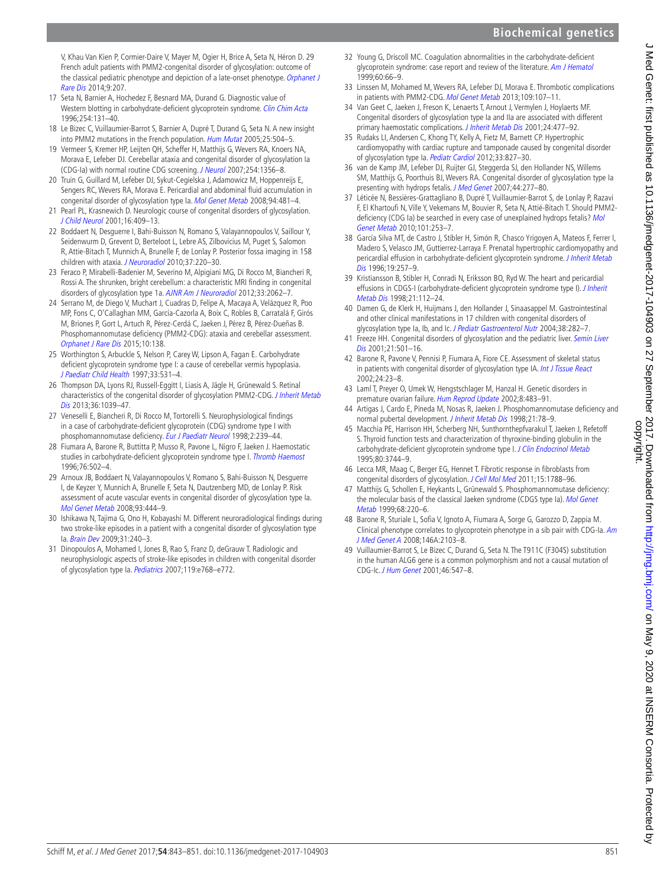V, Khau Van Kien P, Cormier-Daire V, Mayer M, Ogier H, Brice A, Seta N, Héron D. 29 French adult patients with PMM2-congenital disorder of glycosylation: outcome of the classical pediatric phenotype and depiction of a late-onset phenotype. *Orphanet J Rare Dis* 2014;9:207.

17 Seta N, Barnier A, Hochedez F, Besnard MA, Durand G. Diagnostic value of Western blotting in carbohydrate-deficient glycoprotein syndrome. *Clin Chim Acta* 1996;254:131–40.

18 Le Bizec C, Vuillaumier-Barrot S, Barnier A, Dupré T, Durand G, Seta N. A new insight into PMM2 mutations in the French population. *Hum Mutat* 2005;25:504–5.

19 Vermeer S, Kremer HP, Leijten QH, Scheffer H, Matthijs G, Wevers RA, Knoers NA, Morava E, Lefeber DJ. Cerebellar ataxia and congenital disorder of glycosylation Ia (CDG-Ia) with normal routine CDG screening. *J Neurol* 2007;254:1356–8.

20 Truin G, Guillard M, Lefeber DJ, Sykut-Cegielska J, Adamowicz M, Hoppenreijs E, Sengers RC, Wevers RA, Morava E. Pericardial and abdominal fluid accumulation in congenital disorder of glycosylation type Ia. *Mol Genet Metab* 2008;94:481–4.

21 Pearl PL, Krasnewich D. Neurologic course of congenital disorders of glycosylation. *J Child Neurol* 2001;16:409–13.

22 Boddaert N, Desguerre I, Bahi-Buisson N, Romano S, Valayannopoulos V, Saillour Y, Seidenwurm D, Grevent D, Berteloot L, Lebre AS, Zilbovicius M, Puget S, Salomon R, Attie-Bitach T, Munnich A, Brunelle F, de Lonlay P. Posterior fossa imaging in 158 children with ataxia. *J Neuroradiol* 2010;37:220–30.

23 Feraco P, Mirabelli-Badenier M, Severino M, Alpigiani MG, Di Rocco M, Biancheri R, Rossi A. The shrunken, bright cerebellum: a characteristic MRI finding in congenital disorders of glycosylation type 1a. *AJNR Am J Neuroradiol* 2012;33:2062–7.

24 Serrano M, de Diego V, Muchart J, Cuadras D, Felipe A, Macaya A, Velázquez R, Poo MP, Fons C, O'Callaghan MM, García-Cazorla A, Boix C, Robles B, Carratalá F, Girós M, Briones P, Gort L, Artuch R, Pérez-Cerdá C, Jaeken J, Pérez B, Pérez-Dueñas B. Phosphomannomutase deficiency (PMM2-CDG): ataxia and cerebellar assessment. *Orphanet J Rare Dis* 2015;10:138.

25 Worthington S, Arbuckle S, Nelson P, Carey W, Lipson A, Fagan E. Carbohydrate deficient glycoprotein syndrome type I: a cause of cerebellar vermis hypoplasia. *J Paediatr Child Health* 1997;33:531–4.

26 Thompson DA, Lyons RJ, Russell-Eggitt I, Liasis A, Jägle H, Grünewald S. Retinal characteristics of the congenital disorder of glycosylation PMM2-CDG. *J Inherit Metab Dis* 2013;36:1039–47.

27 Veneselli E, Biancheri R, Di Rocco M, Tortorelli S. Neurophysiological findings in a case of carbohydrate-deficient glycoprotein (CDG) syndrome type I with phosphomannomutase deficiency. *Eur J Paediatr Neurol* 1998;2:239–44.

28 Fiumara A, Barone R, Buttitta P, Musso R, Pavone L, Nigro F, Jaeken J. Haemostatic studies in carbohydrate-deficient glycoprotein syndrome type I. *Thromb Haemost* 1996;76:502–4.

29 Arnoux JB, Boddaert N, Valayannopoulos V, Romano S, Bahi-Buisson N, Desguerre I, de Keyzer Y, Munnich A, Brunelle F, Seta N, Dautzenberg MD, de Lonlay P. Risk assessment of acute vascular events in congenital disorder of glycosylation type Ia. *Mol Genet Metab* 2008;93:444–9.

30 Ishikawa N, Tajima G, Ono H, Kobayashi M. Different neuroradiological findings during two stroke-like episodes in a patient with a congenital disorder of glycosylation type Ia. *Brain Dev* 2009;31:240–3.

31 Dinopoulos A, Mohamed I, Jones B, Rao S, Franz D, deGrauw T. Radiologic and neurophysiologic aspects of stroke-like episodes in children with congenital disorder of glycosylation type Ia. *Pediatrics* 2007;119:e768–e772.

32 Young G, Driscoll MC. Coagulation abnormalities in the carbohydrate-deficient glycoprotein syndrome: case report and review of the literature. *Am J Hematol* 1999;60:66–9.

33 Linssen M, Mohamed M, Wevers RA, Lefeber DJ, Morava E. Thrombotic complications in patients with PMM2-CDG. *Mol Genet Metab* 2013;109:107–11.

34 Van Geet C, Jaeken J, Freson K, Lenaerts T, Arnout J, Vermylen J, Hoylaerts MF. Congenital disorders of glycosylation type Ia and IIa are associated with different primary haemostatic complications. *J Inherit Metab Dis* 2001;24:477–92.

35 Rudaks LI, Andersen C, Khong TY, Kelly A, Fietz M, Barnett CP. Hypertrophic cardiomyopathy with cardiac rupture and tamponade caused by congenital disorder of glycosylation type Ia. *Pediatr Cardiol* 2012;33:827–30.

36 van de Kamp JM, Lefeber DJ, Ruijter GJ, Steggerda SJ, den Hollander NS, Willems SM, Matthijs G, Poorthuis BJ, Wevers RA. Congenital disorder of glycosylation type Ia presenting with hydrops fetalis. *J Med Genet* 2007;44:277–80.

37 Léticée N, Bessières-Grattagliano B, Dupré T, Vuillaumier-Barrot S, de Lonlay P, Razavi F, El Khartoufi N, Ville Y, Vekemans M, Bouvier R, Seta N, Attié-Bitach T. Should PMM2-deficiency (CDG Ia) be searched in every case of unexplained hydrops fetalis? *Mol Genet Metab* 2010;101:253–7.

38 García Silva MT, de Castro J, Stibler H, Simón R, Chasco Yrigoyen A, Mateos F, Ferrer I, Madero S, Velasco JM, Guttierez-Larraya F. Prenatal hypertrophic cardiomyopathy and pericardial effusion in carbohydrate-deficient glycoprotein syndrome. *J Inherit Metab Dis* 1996;19:257–9.

39 Kristiansson B, Stibler H, Conradi N, Eriksson BO, Ryd W. The heart and pericardial effusions in CDGS-I (carbohydrate-deficient glycoprotein syndrome type I). *J Inherit Metab Dis* 1998;21:112–24.

40 Damen G, de Klerk H, Huijmans J, den Hollander J, Sinaasappel M. Gastrointestinal and other clinical manifestations in 17 children with congenital disorders of glycosylation type Ia, Ib, and Ic. *J Pediatr Gastroenterol Nutr* 2004;38:282–7.

41 Freeze HH. Congenital disorders of glycosylation and the pediatric liver. *Semin Liver Dis* 2001;21:501–16.

42 Barone R, Pavone V, Pennisi P, Fiumara A, Fiore CE. Assessment of skeletal status in patients with congenital disorder of glycosylation type IA. *Int J Tissue React* 2002;24:23–8.

43 Laml T, Preyer O, Umek W, Hengstschlager M, Hanzal H. Genetic disorders in premature ovarian failure. *Hum Reprod Update* 2002;8:483–91.

44 Artigas J, Cardo E, Pineda M, Nosas R, Jaeken J. Phosphomannomutase deficiency and normal pubertal development. *J Inherit Metab Dis* 1998;21:78–9.

45 Macchia PE, Harrison HH, Scherberg NH, Sunthornthepfvarakul T, Jaeken J, Refetoff S. Thyroid function tests and characterization of thyroxine-binding globulin in the carbohydrate-deficient glycoprotein syndrome type I. *J Clin Endocrinol Metab* 1995;80:3744–9.

46 Lecca MR, Maag C, Berger EG, Hennet T. Fibrotic response in fibroblasts from congenital disorders of glycosylation. *J Cell Mol Med* 2011;15:1788–96.

47 Matthijs G, Schollen E, Heykants L, Grünewald S. Phosphomannomutase deficiency: the molecular basis of the classical Jaeken syndrome (CDGS type Ia). *Mol Genet Metab* 1999;68:220–6.

48 Barone R, Sturiale L, Sofia V, Ignoto A, Fiumara A, Sorge G, Garozzo D, Zappia M. Clinical phenotype correlates to glycoprotein phenotype in a sib pair with CDG-Ia. *Am J Med Genet A* 2008;146A:2103–8.

49 Vuillaumier-Barrot S, Le Bizec C, Durand G, Seta N. The T911C (F304S) substitution in the human ALG6 gene is a common polymorphism and not a causal mutation of CDG-Ic. *J Hum Genet* 2001;46:547–8.